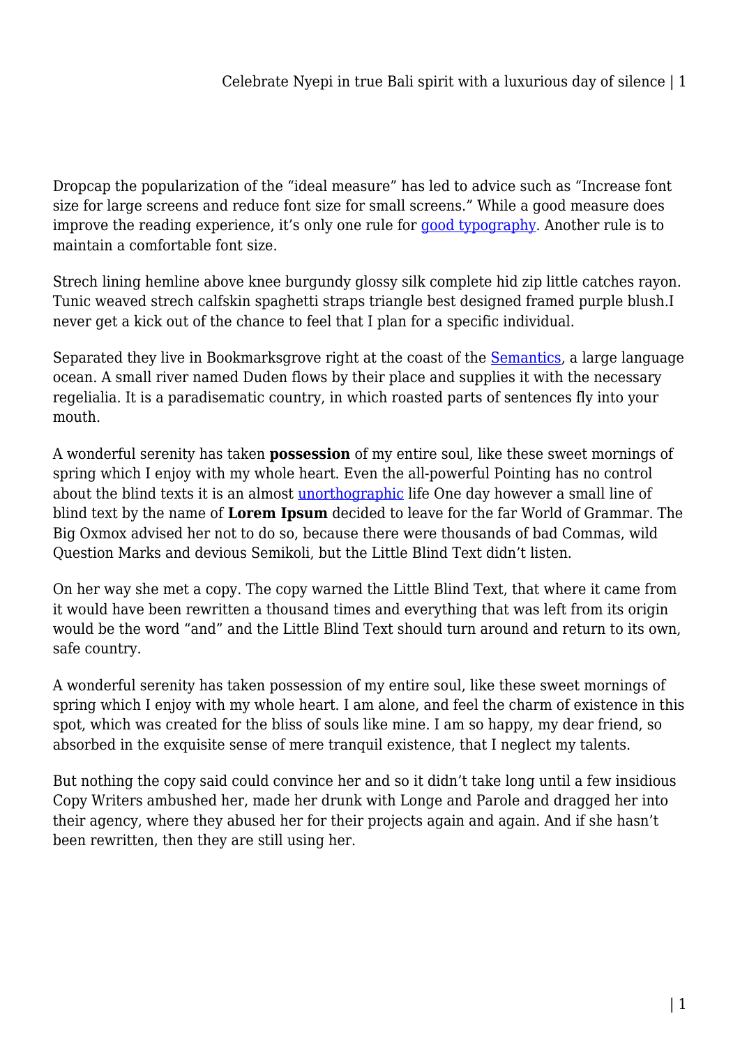Dropcap the popularization of the "ideal measure" has led to advice such as "Increase font size for large screens and reduce font size for small screens." While a good measure does improve the reading experience, it's only one rule for good typography. Another rule is to maintain a comfortable font size.

Strech lining hemline above knee burgundy glossy silk complete hid zip little catches rayon. Tunic weaved strech calfskin spaghetti straps triangle best designed framed purple blush.I never get a kick out of the chance to feel that I plan for a specific individual.

Separated they live in Bookmarksgrove right at the coast of the Semantics, a large language ocean. A small river named Duden flows by their place and supplies it with the necessary regelialia. It is a paradisematic country, in which roasted parts of sentences fly into your mouth.

A wonderful serenity has taken **possession** of my entire soul, like these sweet mornings of spring which I enjoy with my whole heart. Even the all-powerful Pointing has no control about the blind texts it is an almost unorthographic life One day however a small line of blind text by the name of **Lorem Ipsum** decided to leave for the far World of Grammar. The Big Oxmox advised her not to do so, because there were thousands of bad Commas, wild Question Marks and devious Semikoli, but the Little Blind Text didn't listen.

On her way she met a copy. The copy warned the Little Blind Text, that where it came from it would have been rewritten a thousand times and everything that was left from its origin would be the word "and" and the Little Blind Text should turn around and return to its own, safe country.

A wonderful serenity has taken possession of my entire soul, like these sweet mornings of spring which I enjoy with my whole heart. I am alone, and feel the charm of existence in this spot, which was created for the bliss of souls like mine. I am so happy, my dear friend, so absorbed in the exquisite sense of mere tranquil existence, that I neglect my talents.

But nothing the copy said could convince her and so it didn't take long until a few insidious Copy Writers ambushed her, made her drunk with Longe and Parole and dragged her into their agency, where they abused her for their projects again and again. And if she hasn't been rewritten, then they are still using her.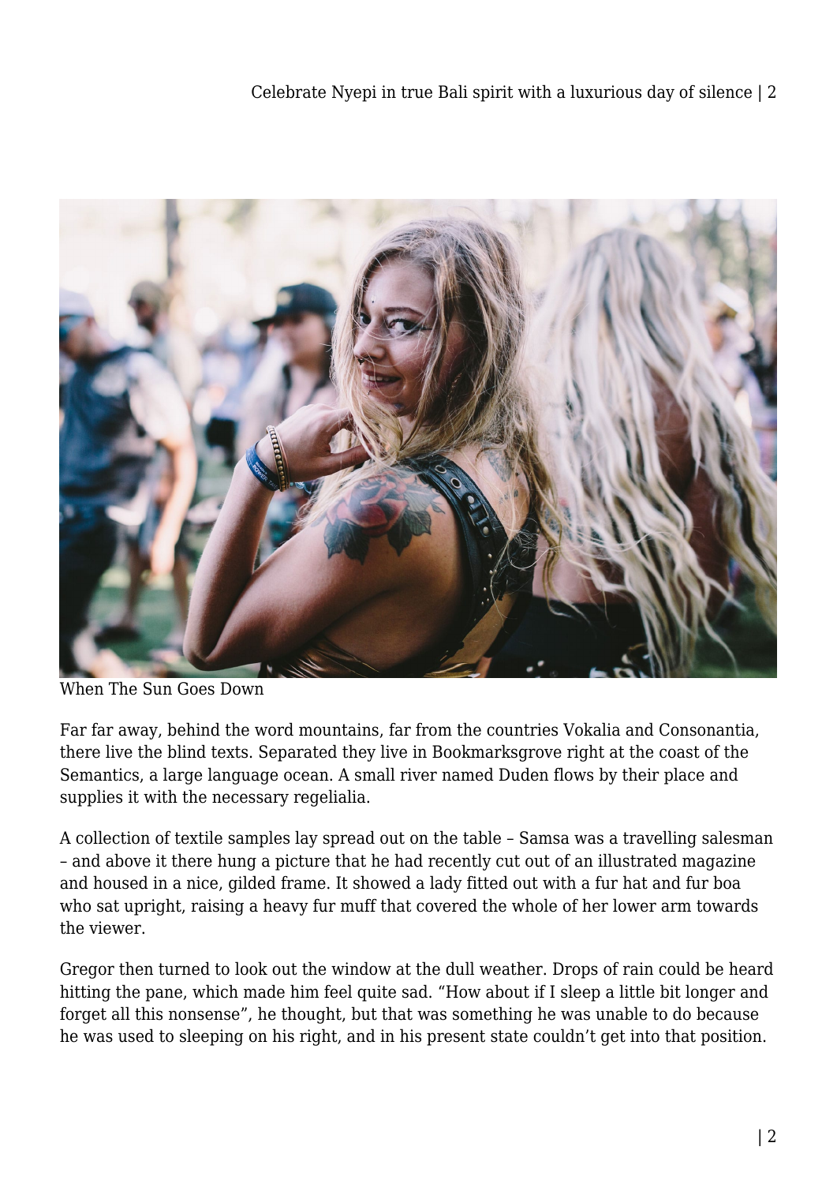When The Sun Goes Down

Far far away, behind the word mountains, far from the countries Vokalia and Consonantia, there live the blind texts. Separated they live in Bookmarksgrove right at the coast of the Semantics, a large language ocean. A small river named Duden flows by their place and supplies it with the necessary regelialia.

A collection of textile samples lay spread out on the table – Samsa was a travelling salesman – and above it there hung a picture that he had recently cut out of an illustrated magazine and housed in a nice, gilded frame. It showed a lady fitted out with a fur hat and fur boa who sat upright, raising a heavy fur muff that covered the whole of her lower arm towards the viewer.

Gregor then turned to look out the window at the dull weather. Drops of rain could be heard hitting the pane, which made him feel quite sad. "How about if I sleep a little bit longer and forget all this nonsense", he thought, but that was something he was unable to do because he was used to sleeping on his right, and in his present state couldn't get into that position.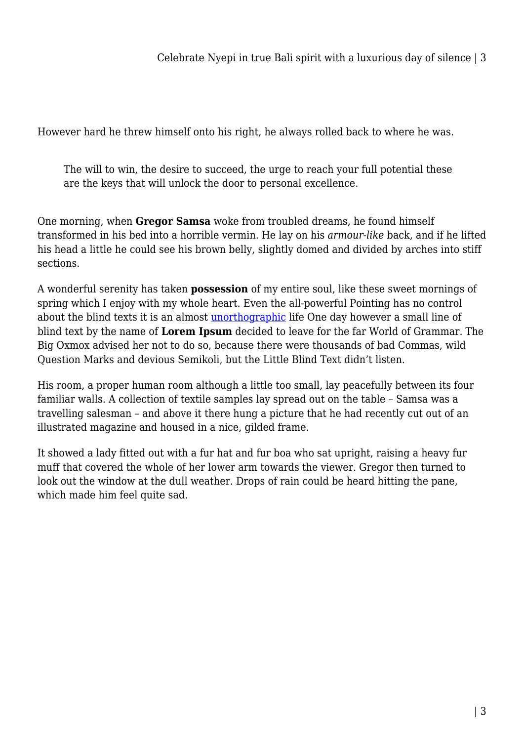However hard he threw himself onto his right, he always rolled back to where he was.

> The will to win, the desire to succeed, the urge to reach your full potential these are the keys that will unlock the door to personal excellence.

One morning, when **Gregor Samsa** woke from troubled dreams, he found himself transformed in his bed into a horrible vermin. He lay on his *armour-like* back, and if he lifted his head a little he could see his brown belly, slightly domed and divided by arches into stiff sections.

A wonderful serenity has taken **possession** of my entire soul, like these sweet mornings of spring which I enjoy with my whole heart. Even the all-powerful Pointing has no control about the blind texts it is an almost unorthographic life One day however a small line of blind text by the name of **Lorem Ipsum** decided to leave for the far World of Grammar. The Big Oxmox advised her not to do so, because there were thousands of bad Commas, wild Question Marks and devious Semikoli, but the Little Blind Text didn't listen.

His room, a proper human room although a little too small, lay peacefully between its four familiar walls. A collection of textile samples lay spread out on the table – Samsa was a travelling salesman – and above it there hung a picture that he had recently cut out of an illustrated magazine and housed in a nice, gilded frame.

It showed a lady fitted out with a fur hat and fur boa who sat upright, raising a heavy fur muff that covered the whole of her lower arm towards the viewer. Gregor then turned to look out the window at the dull weather. Drops of rain could be heard hitting the pane, which made him feel quite sad.